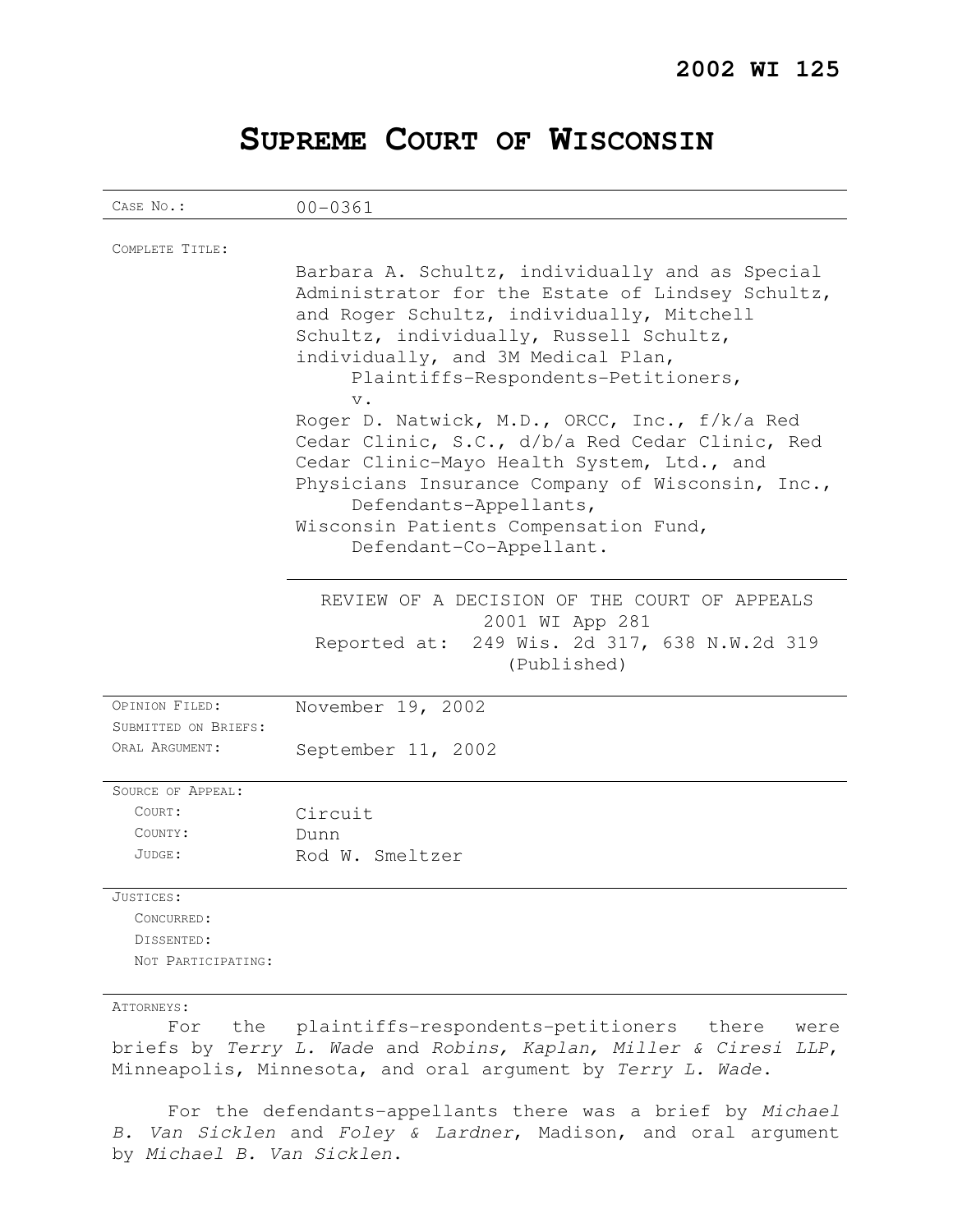**2002 WI 125**

# Supreme Court of Wisconsin

| | |
|---|---|
| CASE NO.: | 00-0361 |
| COMPLETE TITLE: | Barbara A. Schultz, individually and as Special Administrator for the Estate of Lindsey Schultz, and Roger Schultz, individually, Mitchell Schultz, individually, Russell Schultz, individually, and 3M Medical Plan,<br>Plaintiffs-Respondents-Petitioners,<br>v.<br>Roger D. Natwick, M.D., ORCC, Inc., f/k/a Red Cedar Clinic, S.C., d/b/a Red Cedar Clinic, Red Cedar Clinic-Mayo Health System, Ltd., and Physicians Insurance Company of Wisconsin, Inc.,<br>Defendants-Appellants,<br>Wisconsin Patients Compensation Fund,<br>Defendant-Co-Appellant. |
| | REVIEW OF A DECISION OF THE COURT OF APPEALS<br>2001 WI App 281<br>Reported at: 249 Wis. 2d 317, 638 N.W.2d 319<br>(Published) |
| OPINION FILED: | November 19, 2002 |
| SUBMITTED ON BRIEFS: | |
| ORAL ARGUMENT: | September 11, 2002 |
| SOURCE OF APPEAL: | |
| COURT: | Circuit |
| COUNTY: | Dunn |
| JUDGE: | Rod W. Smeltzer |
| JUSTICES: | |
| CONCURRED: | |
| DISSENTED: | |
| NOT PARTICIPATING: | |

ATTORNEYS:

For the plaintiffs-respondents-petitioners there were briefs by *Terry L. Wade* and *Robins, Kaplan, Miller & Ciresi LLP*, Minneapolis, Minnesota, and oral argument by *Terry L. Wade*.

For the defendants-appellants there was a brief by *Michael B. Van Sicklen* and *Foley & Lardner*, Madison, and oral argument by *Michael B. Van Sicklen*.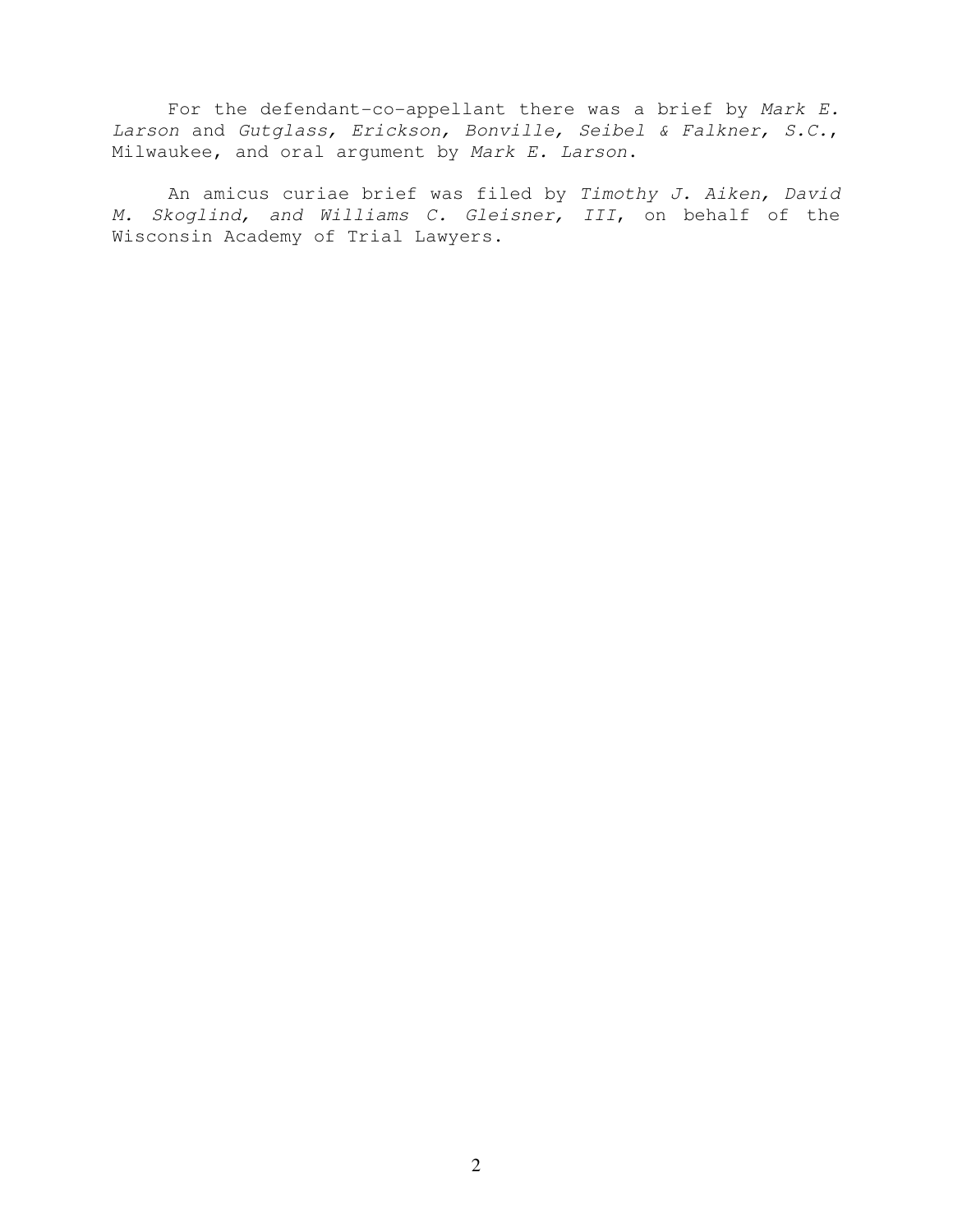For the defendant-co-appellant there was a brief by *Mark E. Larson* and *Gutglass, Erickson, Bonville, Seibel & Falkner, S.C.*, Milwaukee, and oral argument by *Mark E. Larson*.

An amicus curiae brief was filed by *Timothy J. Aiken, David M. Skoglind, and Williams C. Gleisner, III*, on behalf of the Wisconsin Academy of Trial Lawyers.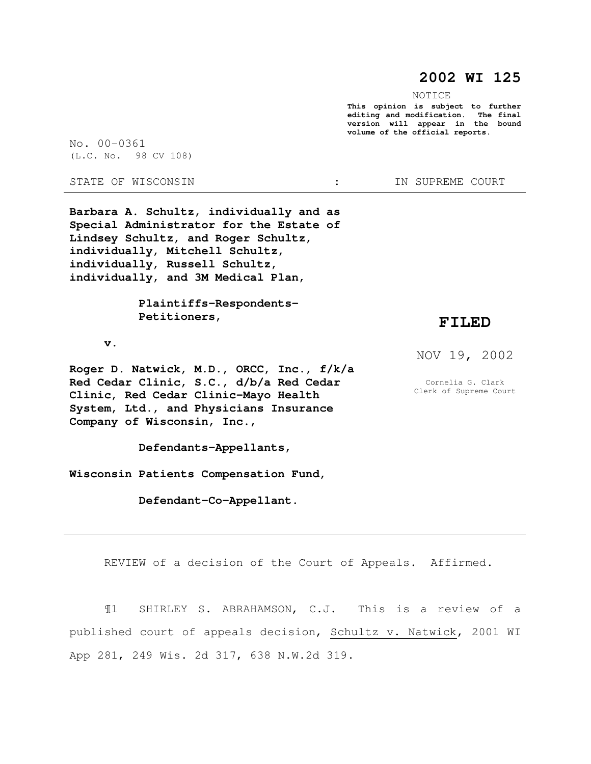# 2002 WI 125

NOTICE

**This opinion is subject to further editing and modification. The final version will appear in the bound volume of the official reports.**

No. 00-0361
(L.C. No. 98 CV 108)

STATE OF WISCONSIN : IN SUPREME COURT

**Barbara A. Schultz, individually and as Special Administrator for the Estate of Lindsey Schultz, and Roger Schultz, individually, Mitchell Schultz, individually, Russell Schultz, individually, and 3M Medical Plan,**

**Plaintiffs-Respondents-Petitioners,**

**v.**

**Roger D. Natwick, M.D., ORCC, Inc., f/k/a Red Cedar Clinic, S.C., d/b/a Red Cedar Clinic, Red Cedar Clinic-Mayo Health System, Ltd., and Physicians Insurance Company of Wisconsin, Inc.,**

**Defendants-Appellants,**

**Wisconsin Patients Compensation Fund,**

**Defendant-Co-Appellant.**

**FILED**

NOV 19, 2002

Cornelia G. Clark
Clerk of Supreme Court

---

REVIEW of a decision of the Court of Appeals. Affirmed.

¶1 SHIRLEY S. ABRAHAMSON, C.J. This is a review of a published court of appeals decision, Schultz v. Natwick, 2001 WI App 281, 249 Wis. 2d 317, 638 N.W.2d 319.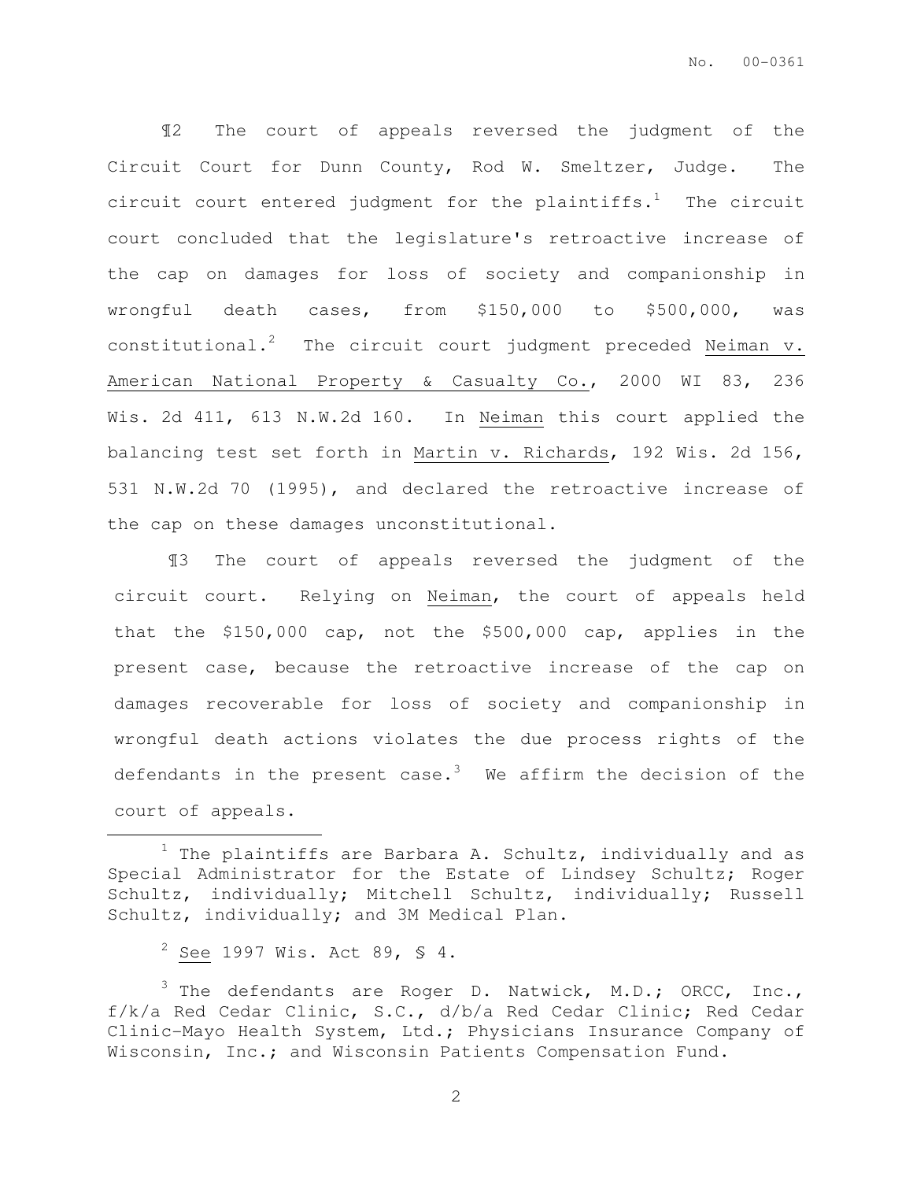¶2 The court of appeals reversed the judgment of the Circuit Court for Dunn County, Rod W. Smeltzer, Judge. The circuit court entered judgment for the plaintiffs.[1] The circuit court concluded that the legislature's retroactive increase of the cap on damages for loss of society and companionship in wrongful death cases, from $150,000 to $500,000, was constitutional.[2] The circuit court judgment preceded Neiman v. American National Property & Casualty Co., 2000 WI 83, 236 Wis. 2d 411, 613 N.W.2d 160. In Neiman this court applied the balancing test set forth in Martin v. Richards, 192 Wis. 2d 156, 531 N.W.2d 70 (1995), and declared the retroactive increase of the cap on these damages unconstitutional.

¶3 The court of appeals reversed the judgment of the circuit court. Relying on Neiman, the court of appeals held that the $150,000 cap, not the $500,000 cap, applies in the present case, because the retroactive increase of the cap on damages recoverable for loss of society and companionship in wrongful death actions violates the due process rights of the defendants in the present case.[3] We affirm the decision of the court of appeals.

---

[1] The plaintiffs are Barbara A. Schultz, individually and as Special Administrator for the Estate of Lindsey Schultz; Roger Schultz, individually; Mitchell Schultz, individually; Russell Schultz, individually; and 3M Medical Plan.

[2] See 1997 Wis. Act 89, § 4.

[3] The defendants are Roger D. Natwick, M.D.; ORCC, Inc., f/k/a Red Cedar Clinic, S.C., d/b/a Red Cedar Clinic; Red Cedar Clinic-Mayo Health System, Ltd.; Physicians Insurance Company of Wisconsin, Inc.; and Wisconsin Patients Compensation Fund.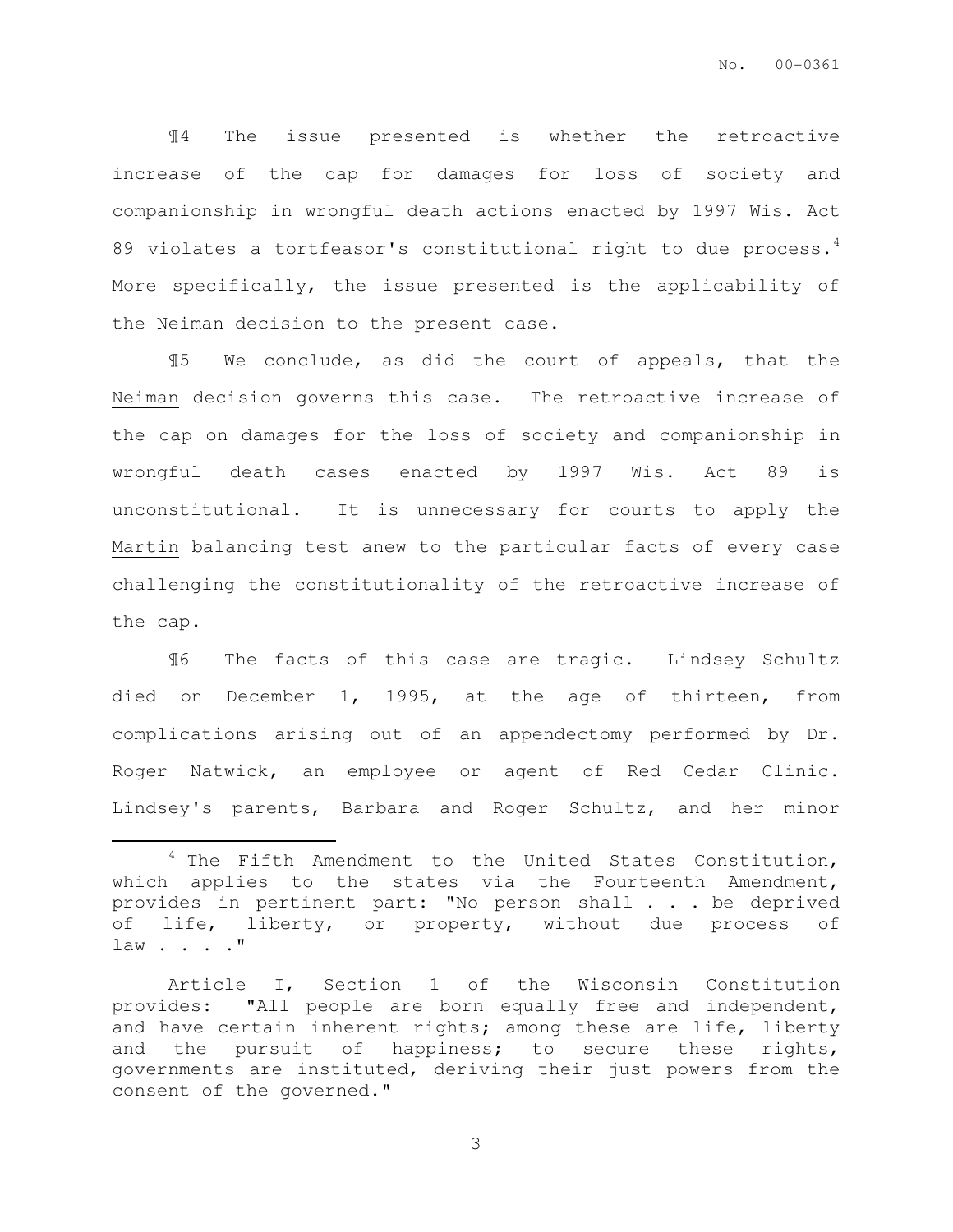¶4 The issue presented is whether the retroactive increase of the cap for damages for loss of society and companionship in wrongful death actions enacted by 1997 Wis. Act 89 violates a tortfeasor's constitutional right to due process.[4] More specifically, the issue presented is the applicability of the Neiman decision to the present case.

¶5 We conclude, as did the court of appeals, that the Neiman decision governs this case. The retroactive increase of the cap on damages for the loss of society and companionship in wrongful death cases enacted by 1997 Wis. Act 89 is unconstitutional. It is unnecessary for courts to apply the Martin balancing test anew to the particular facts of every case challenging the constitutionality of the retroactive increase of the cap.

¶6 The facts of this case are tragic. Lindsey Schultz died on December 1, 1995, at the age of thirteen, from complications arising out of an appendectomy performed by Dr. Roger Natwick, an employee or agent of Red Cedar Clinic. Lindsey's parents, Barbara and Roger Schultz, and her minor

---

[4] The Fifth Amendment to the United States Constitution, which applies to the states via the Fourteenth Amendment, provides in pertinent part: "No person shall . . . be deprived of life, liberty, or property, without due process of law . . . ."

Article I, Section 1 of the Wisconsin Constitution provides: "All people are born equally free and independent, and have certain inherent rights; among these are life, liberty and the pursuit of happiness; to secure these rights, governments are instituted, deriving their just powers from the consent of the governed."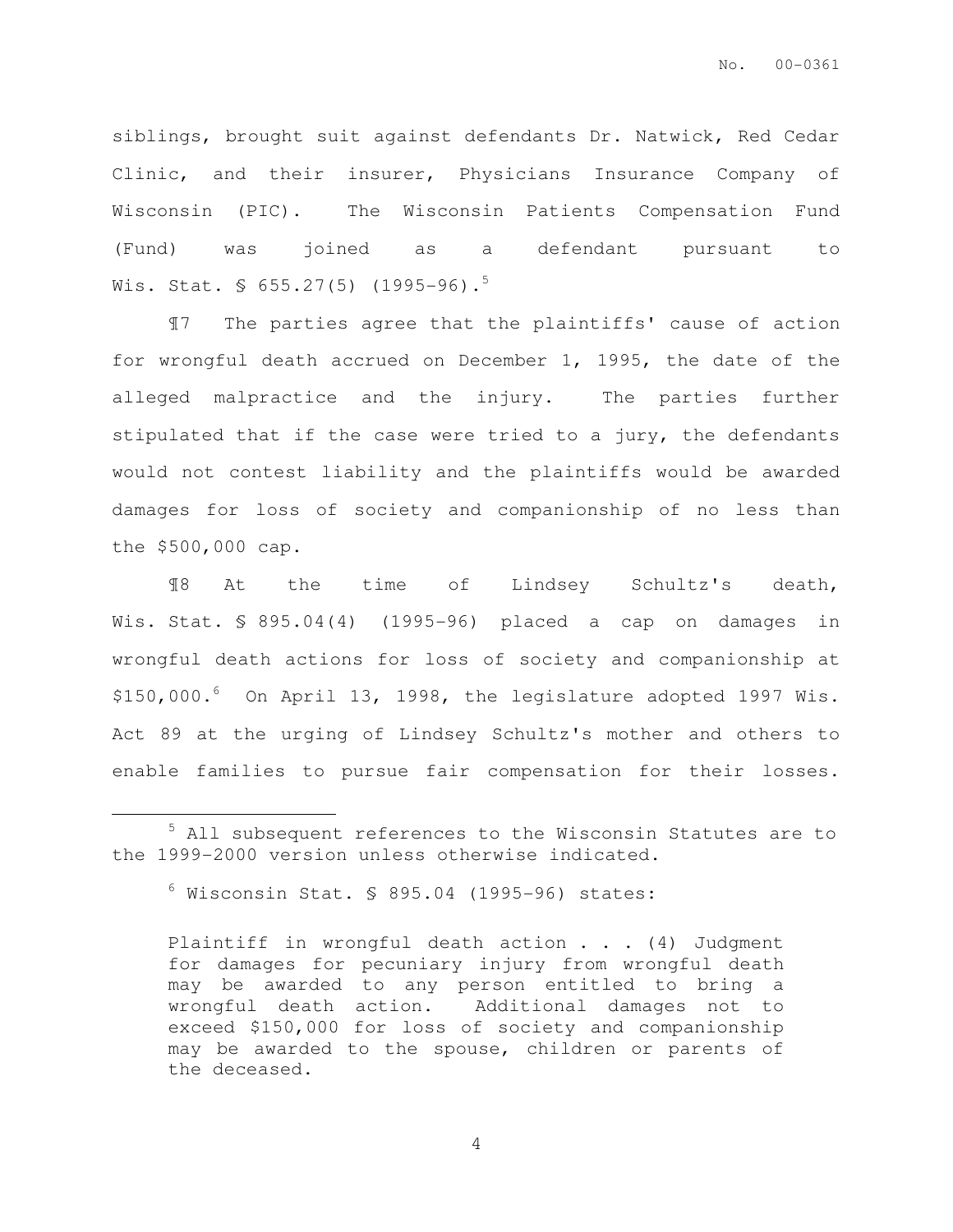siblings, brought suit against defendants Dr. Natwick, Red Cedar Clinic, and their insurer, Physicians Insurance Company of Wisconsin (PIC). The Wisconsin Patients Compensation Fund (Fund) was joined as a defendant pursuant to Wis. Stat. § 655.27(5) (1995-96).[5]

¶7 The parties agree that the plaintiffs' cause of action for wrongful death accrued on December 1, 1995, the date of the alleged malpractice and the injury. The parties further stipulated that if the case were tried to a jury, the defendants would not contest liability and the plaintiffs would be awarded damages for loss of society and companionship of no less than the $500,000 cap.

¶8 At the time of Lindsey Schultz's death, Wis. Stat. § 895.04(4) (1995-96) placed a cap on damages in wrongful death actions for loss of society and companionship at $150,000.[6] On April 13, 1998, the legislature adopted 1997 Wis. Act 89 at the urging of Lindsey Schultz's mother and others to enable families to pursue fair compensation for their losses.

---

[5] All subsequent references to the Wisconsin Statutes are to the 1999-2000 version unless otherwise indicated.

[6] Wisconsin Stat. § 895.04 (1995-96) states:

> Plaintiff in wrongful death action . . . (4) Judgment for damages for pecuniary injury from wrongful death may be awarded to any person entitled to bring a wrongful death action. Additional damages not to exceed $150,000 for loss of society and companionship may be awarded to the spouse, children or parents of the deceased.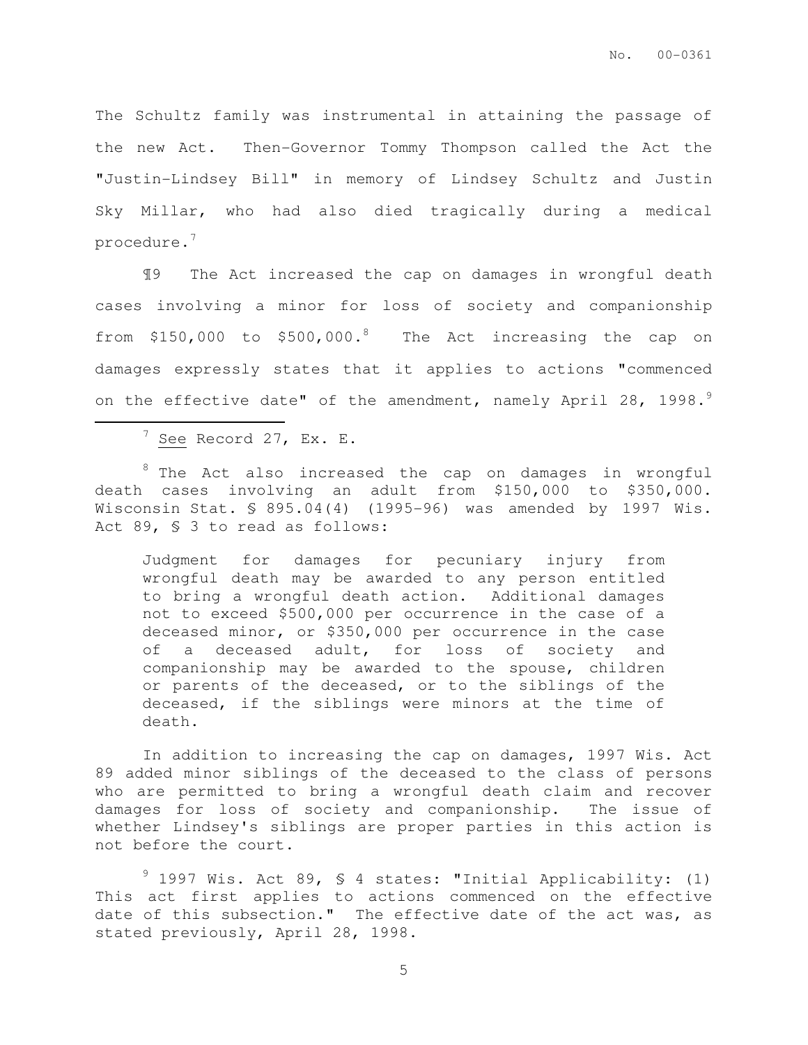The Schultz family was instrumental in attaining the passage of the new Act. Then-Governor Tommy Thompson called the Act the "Justin-Lindsey Bill" in memory of Lindsey Schultz and Justin Sky Millar, who had also died tragically during a medical procedure.[7]

¶9 The Act increased the cap on damages in wrongful death cases involving a minor for loss of society and companionship from $150,000 to $500,000.[8] The Act increasing the cap on damages expressly states that it applies to actions "commenced on the effective date" of the amendment, namely April 28, 1998.[9]

---

[7] See Record 27, Ex. E.

[8] The Act also increased the cap on damages in wrongful death cases involving an adult from $150,000 to $350,000. Wisconsin Stat. § 895.04(4) (1995-96) was amended by 1997 Wis. Act 89, § 3 to read as follows:

> Judgment for damages for pecuniary injury from wrongful death may be awarded to any person entitled to bring a wrongful death action. Additional damages not to exceed $500,000 per occurrence in the case of a deceased minor, or $350,000 per occurrence in the case of a deceased adult, for loss of society and companionship may be awarded to the spouse, children or parents of the deceased, or to the siblings of the deceased, if the siblings were minors at the time of death.

In addition to increasing the cap on damages, 1997 Wis. Act 89 added minor siblings of the deceased to the class of persons who are permitted to bring a wrongful death claim and recover damages for loss of society and companionship. The issue of whether Lindsey's siblings are proper parties in this action is not before the court.

[9] 1997 Wis. Act 89, § 4 states: "Initial Applicability: (1) This act first applies to actions commenced on the effective date of this subsection." The effective date of the act was, as stated previously, April 28, 1998.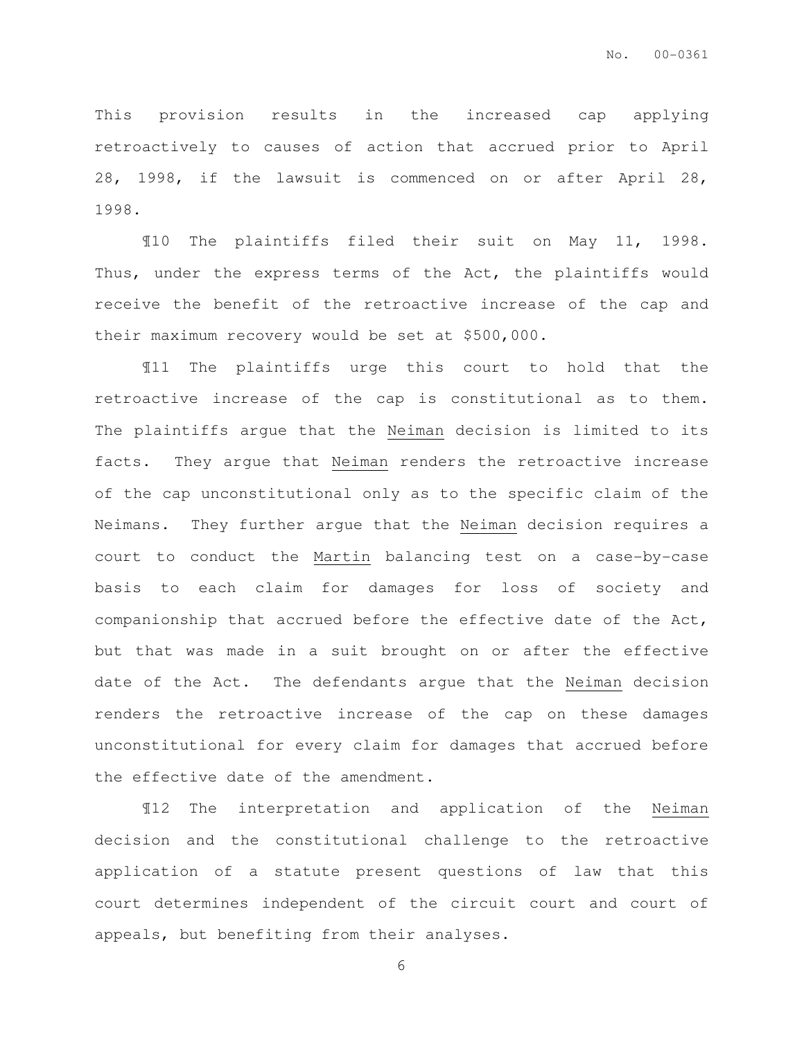This provision results in the increased cap applying retroactively to causes of action that accrued prior to April 28, 1998, if the lawsuit is commenced on or after April 28, 1998.

¶10 The plaintiffs filed their suit on May 11, 1998. Thus, under the express terms of the Act, the plaintiffs would receive the benefit of the retroactive increase of the cap and their maximum recovery would be set at $500,000.

¶11 The plaintiffs urge this court to hold that the retroactive increase of the cap is constitutional as to them. The plaintiffs argue that the Neiman decision is limited to its facts. They argue that Neiman renders the retroactive increase of the cap unconstitutional only as to the specific claim of the Neimans. They further argue that the Neiman decision requires a court to conduct the Martin balancing test on a case-by-case basis to each claim for damages for loss of society and companionship that accrued before the effective date of the Act, but that was made in a suit brought on or after the effective date of the Act. The defendants argue that the Neiman decision renders the retroactive increase of the cap on these damages unconstitutional for every claim for damages that accrued before the effective date of the amendment.

¶12 The interpretation and application of the Neiman decision and the constitutional challenge to the retroactive application of a statute present questions of law that this court determines independent of the circuit court and court of appeals, but benefiting from their analyses.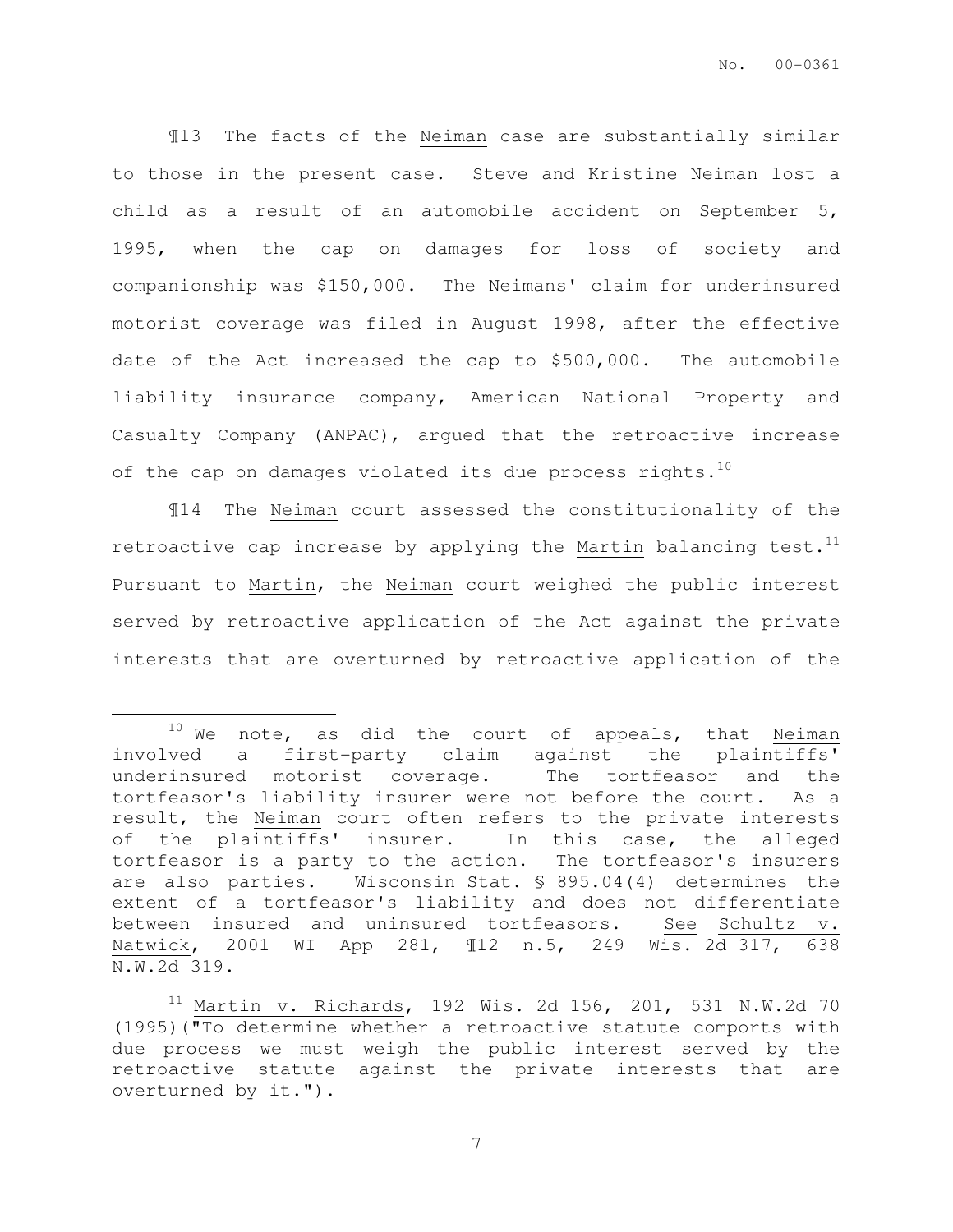¶13 The facts of the Neiman case are substantially similar to those in the present case. Steve and Kristine Neiman lost a child as a result of an automobile accident on September 5, 1995, when the cap on damages for loss of society and companionship was $150,000. The Neimans' claim for underinsured motorist coverage was filed in August 1998, after the effective date of the Act increased the cap to $500,000. The automobile liability insurance company, American National Property and Casualty Company (ANPAC), argued that the retroactive increase of the cap on damages violated its due process rights.[10]

¶14 The Neiman court assessed the constitutionality of the retroactive cap increase by applying the Martin balancing test.[11] Pursuant to Martin, the Neiman court weighed the public interest served by retroactive application of the Act against the private interests that are overturned by retroactive application of the

---

[10] We note, as did the court of appeals, that Neiman involved a first-party claim against the plaintiffs' underinsured motorist coverage. The tortfeasor and the tortfeasor's liability insurer were not before the court. As a result, the Neiman court often refers to the private interests of the plaintiffs' insurer. In this case, the alleged tortfeasor is a party to the action. The tortfeasor's insurers are also parties. Wisconsin Stat. § 895.04(4) determines the extent of a tortfeasor's liability and does not differentiate between insured and uninsured tortfeasors. See Schultz v. Natwick, 2001 WI App 281, ¶12 n.5, 249 Wis. 2d 317, 638 N.W.2d 319.

[11] Martin v. Richards, 192 Wis. 2d 156, 201, 531 N.W.2d 70 (1995)("To determine whether a retroactive statute comports with due process we must weigh the public interest served by the retroactive statute against the private interests that are overturned by it.").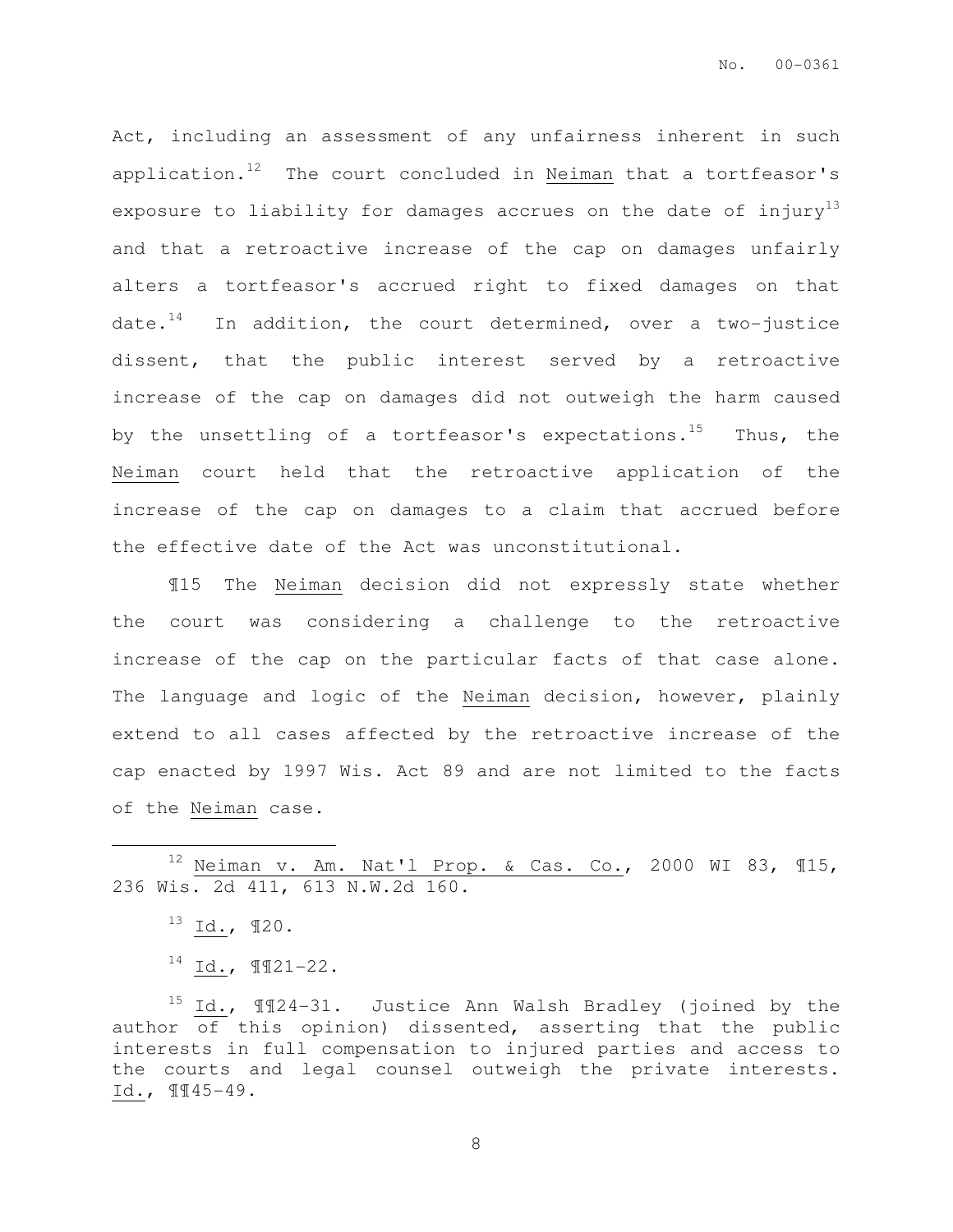Act, including an assessment of any unfairness inherent in such application.[12] The court concluded in Neiman that a tortfeasor's exposure to liability for damages accrues on the date of injury[13] and that a retroactive increase of the cap on damages unfairly alters a tortfeasor's accrued right to fixed damages on that date.[14] In addition, the court determined, over a two-justice dissent, that the public interest served by a retroactive increase of the cap on damages did not outweigh the harm caused by the unsettling of a tortfeasor's expectations.[15] Thus, the Neiman court held that the retroactive application of the increase of the cap on damages to a claim that accrued before the effective date of the Act was unconstitutional.

¶15 The Neiman decision did not expressly state whether the court was considering a challenge to the retroactive increase of the cap on the particular facts of that case alone. The language and logic of the Neiman decision, however, plainly extend to all cases affected by the retroactive increase of the cap enacted by 1997 Wis. Act 89 and are not limited to the facts of the Neiman case.

---

[12] Neiman v. Am. Nat'l Prop. & Cas. Co., 2000 WI 83, ¶15, 236 Wis. 2d 411, 613 N.W.2d 160.

[13] Id., ¶20.

[14] Id., ¶¶21-22.

[15] Id., ¶¶24-31. Justice Ann Walsh Bradley (joined by the author of this opinion) dissented, asserting that the public interests in full compensation to injured parties and access to the courts and legal counsel outweigh the private interests. Id., ¶¶45-49.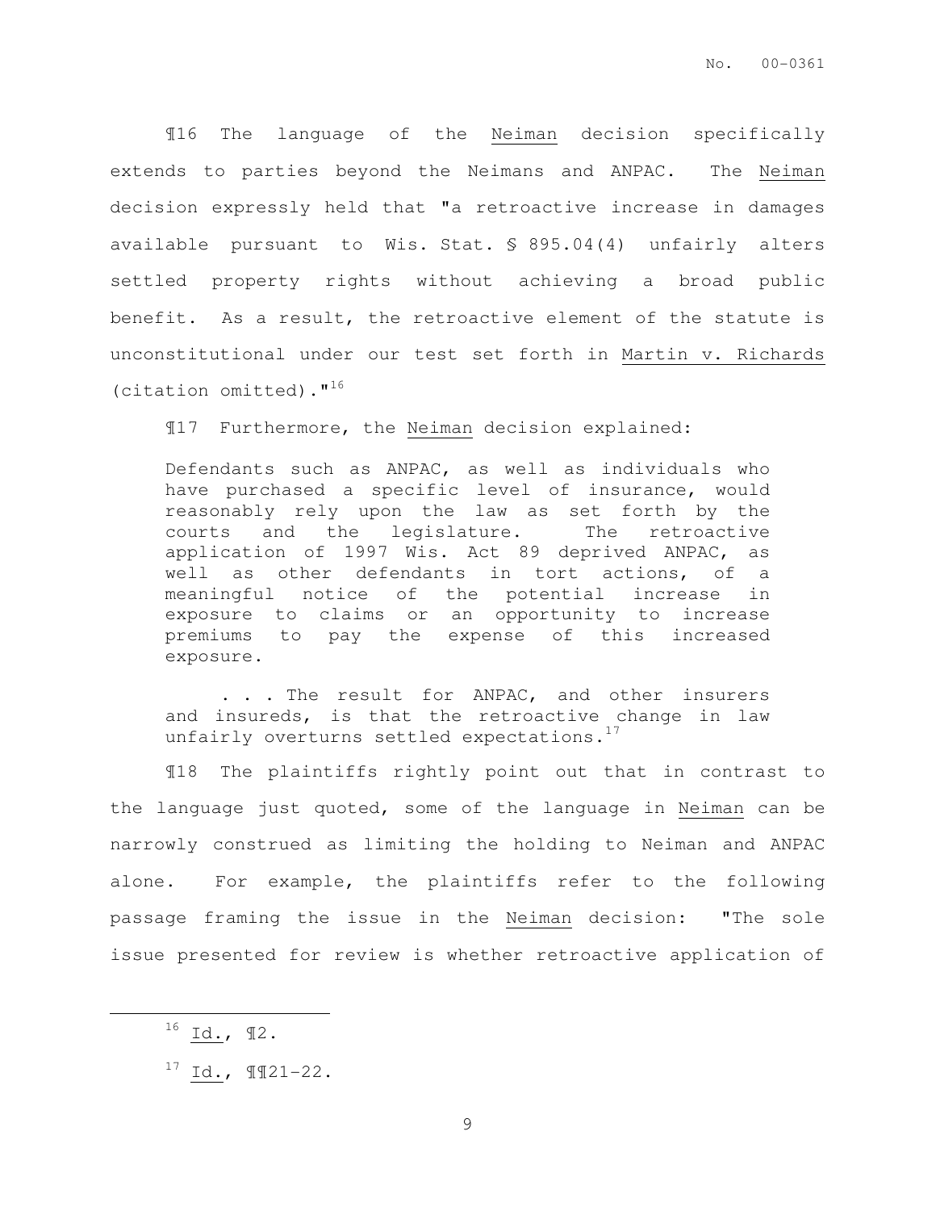¶16 The language of the Neiman decision specifically extends to parties beyond the Neimans and ANPAC. The Neiman decision expressly held that "a retroactive increase in damages available pursuant to Wis. Stat. § 895.04(4) unfairly alters settled property rights without achieving a broad public benefit. As a result, the retroactive element of the statute is unconstitutional under our test set forth in Martin v. Richards (citation omitted)."[16]

¶17 Furthermore, the Neiman decision explained:

> Defendants such as ANPAC, as well as individuals who have purchased a specific level of insurance, would reasonably rely upon the law as set forth by the courts and the legislature. The retroactive application of 1997 Wis. Act 89 deprived ANPAC, as well as other defendants in tort actions, of a meaningful notice of the potential increase in exposure to claims or an opportunity to increase premiums to pay the expense of this increased exposure.
>
> . . . The result for ANPAC, and other insurers and insureds, is that the retroactive change in law unfairly overturns settled expectations.[17]

¶18 The plaintiffs rightly point out that in contrast to the language just quoted, some of the language in Neiman can be narrowly construed as limiting the holding to Neiman and ANPAC alone. For example, the plaintiffs refer to the following passage framing the issue in the Neiman decision: "The sole issue presented for review is whether retroactive application of

---

[16] Id., ¶2.

[17] Id., ¶¶21-22.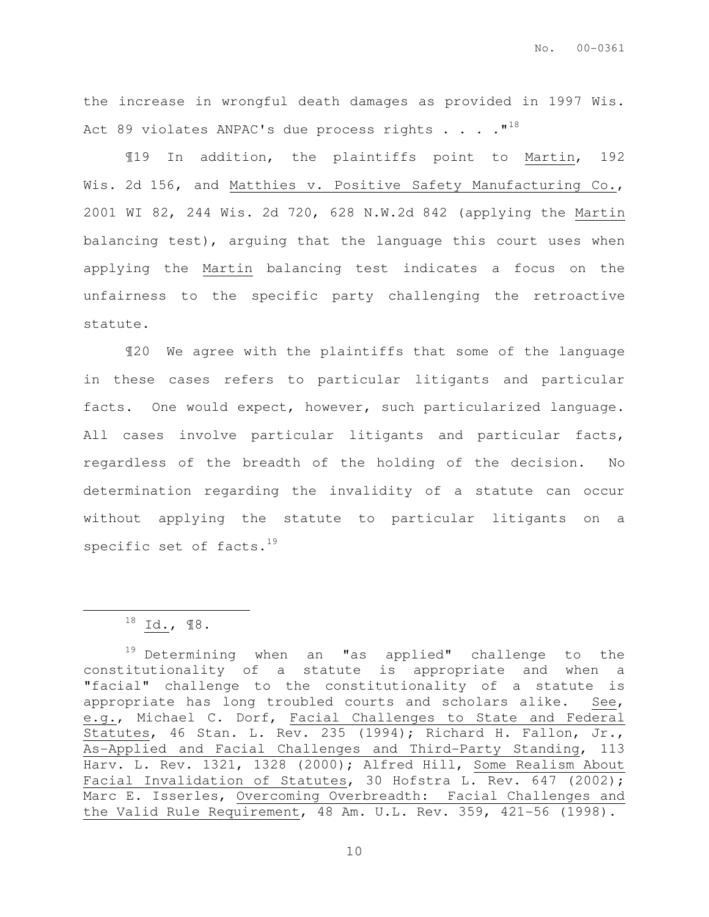the increase in wrongful death damages as provided in 1997 Wis. Act 89 violates ANPAC's due process rights . . . ."[18]

¶19 In addition, the plaintiffs point to Martin, 192 Wis. 2d 156, and Matthies v. Positive Safety Manufacturing Co., 2001 WI 82, 244 Wis. 2d 720, 628 N.W.2d 842 (applying the Martin balancing test), arguing that the language this court uses when applying the Martin balancing test indicates a focus on the unfairness to the specific party challenging the retroactive statute.

¶20 We agree with the plaintiffs that some of the language in these cases refers to particular litigants and particular facts. One would expect, however, such particularized language. All cases involve particular litigants and particular facts, regardless of the breadth of the holding of the decision. No determination regarding the invalidity of a statute can occur without applying the statute to particular litigants on a specific set of facts.[19]

---

[18] Id., ¶8.

[19] Determining when an "as applied" challenge to the constitutionality of a statute is appropriate and when a "facial" challenge to the constitutionality of a statute is appropriate has long troubled courts and scholars alike. See, e.g., Michael C. Dorf, Facial Challenges to State and Federal Statutes, 46 Stan. L. Rev. 235 (1994); Richard H. Fallon, Jr., As-Applied and Facial Challenges and Third-Party Standing, 113 Harv. L. Rev. 1321, 1328 (2000); Alfred Hill, Some Realism About Facial Invalidation of Statutes, 30 Hofstra L. Rev. 647 (2002); Marc E. Isserles, Overcoming Overbreadth: Facial Challenges and the Valid Rule Requirement, 48 Am. U.L. Rev. 359, 421-56 (1998).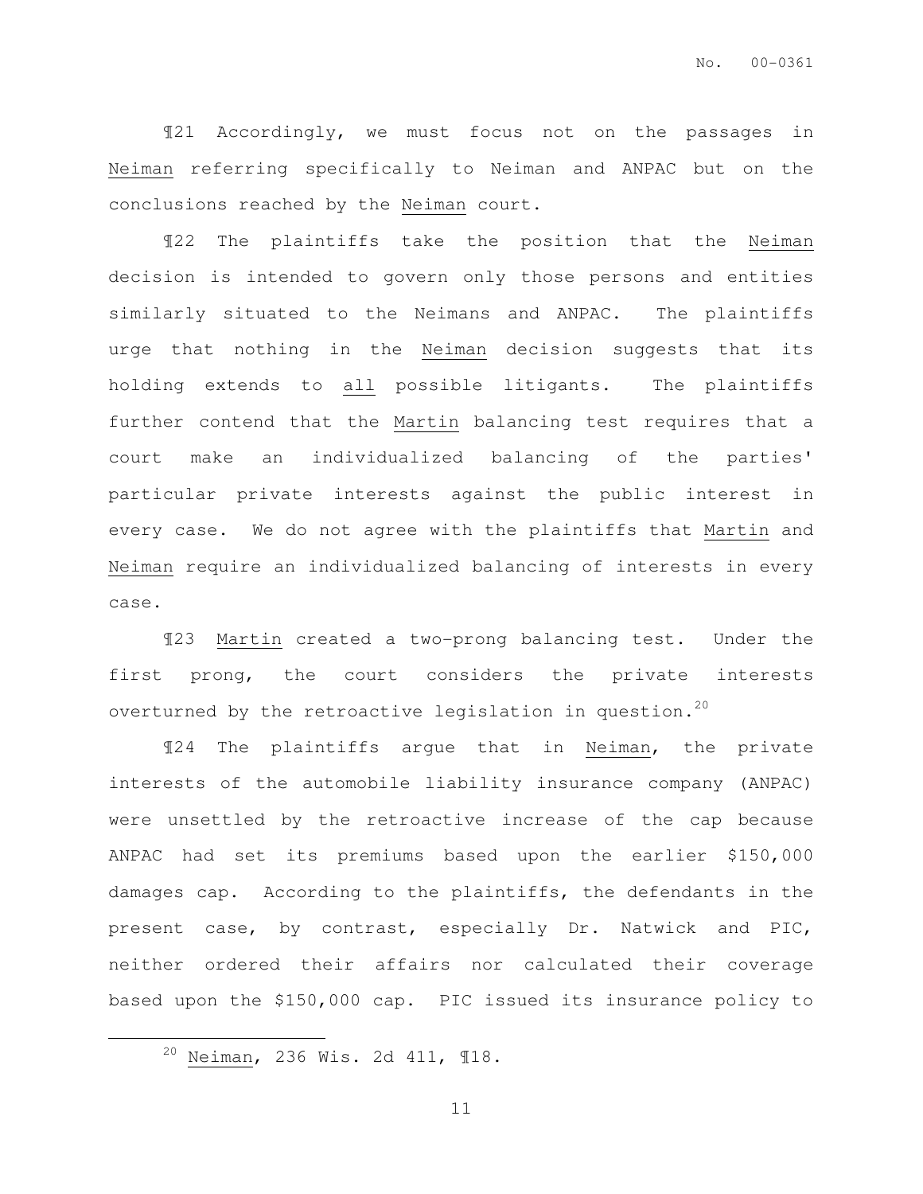¶21 Accordingly, we must focus not on the passages in Neiman referring specifically to Neiman and ANPAC but on the conclusions reached by the Neiman court.

¶22 The plaintiffs take the position that the Neiman decision is intended to govern only those persons and entities similarly situated to the Neimans and ANPAC. The plaintiffs urge that nothing in the Neiman decision suggests that its holding extends to all possible litigants. The plaintiffs further contend that the Martin balancing test requires that a court make an individualized balancing of the parties' particular private interests against the public interest in every case. We do not agree with the plaintiffs that Martin and Neiman require an individualized balancing of interests in every case.

¶23 Martin created a two-prong balancing test. Under the first prong, the court considers the private interests overturned by the retroactive legislation in question.[20]

¶24 The plaintiffs argue that in Neiman, the private interests of the automobile liability insurance company (ANPAC) were unsettled by the retroactive increase of the cap because ANPAC had set its premiums based upon the earlier \$150,000 damages cap. According to the plaintiffs, the defendants in the present case, by contrast, especially Dr. Natwick and PIC, neither ordered their affairs nor calculated their coverage based upon the \$150,000 cap. PIC issued its insurance policy to

---

[20] Neiman, 236 Wis. 2d 411, ¶18.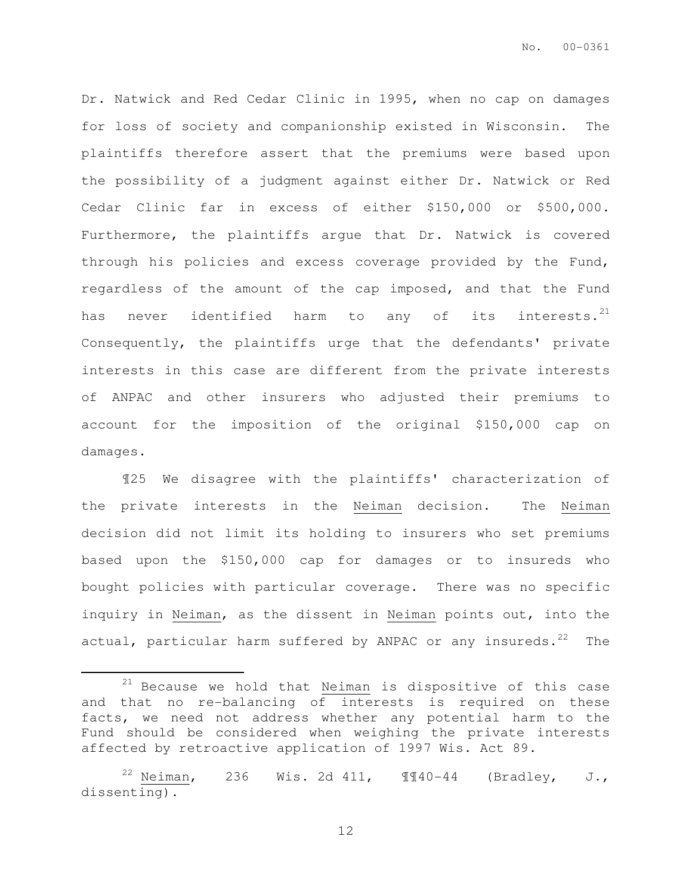Dr. Natwick and Red Cedar Clinic in 1995, when no cap on damages for loss of society and companionship existed in Wisconsin. The plaintiffs therefore assert that the premiums were based upon the possibility of a judgment against either Dr. Natwick or Red Cedar Clinic far in excess of either $150,000 or $500,000. Furthermore, the plaintiffs argue that Dr. Natwick is covered through his policies and excess coverage provided by the Fund, regardless of the amount of the cap imposed, and that the Fund has never identified harm to any of its interests.[21] Consequently, the plaintiffs urge that the defendants' private interests in this case are different from the private interests of ANPAC and other insurers who adjusted their premiums to account for the imposition of the original $150,000 cap on damages.

¶25 We disagree with the plaintiffs' characterization of the private interests in the Neiman decision. The Neiman decision did not limit its holding to insurers who set premiums based upon the $150,000 cap for damages or to insureds who bought policies with particular coverage. There was no specific inquiry in Neiman, as the dissent in Neiman points out, into the actual, particular harm suffered by ANPAC or any insureds.[22] The

---

[21] Because we hold that Neiman is dispositive of this case and that no re-balancing of interests is required on these facts, we need not address whether any potential harm to the Fund should be considered when weighing the private interests affected by retroactive application of 1997 Wis. Act 89.

[22] Neiman, 236 Wis. 2d 411, ¶¶40-44 (Bradley, J., dissenting).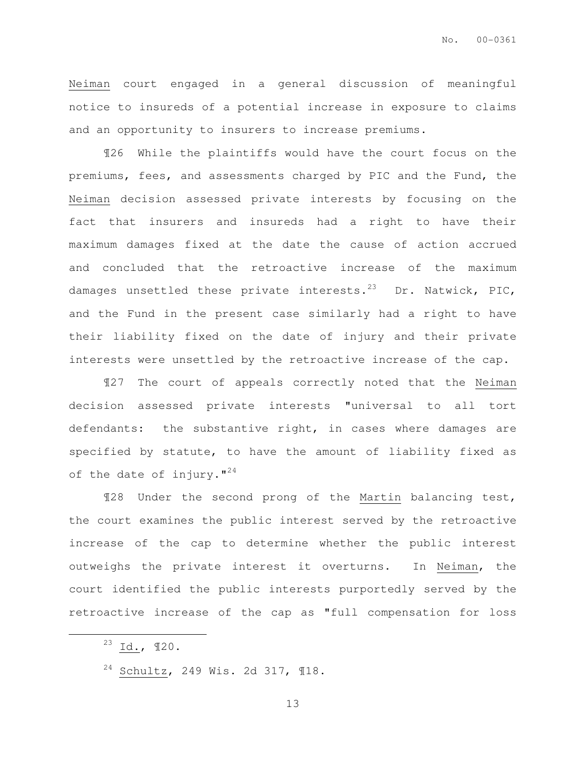Neiman court engaged in a general discussion of meaningful notice to insureds of a potential increase in exposure to claims and an opportunity to insurers to increase premiums.

¶26 While the plaintiffs would have the court focus on the premiums, fees, and assessments charged by PIC and the Fund, the Neiman decision assessed private interests by focusing on the fact that insurers and insureds had a right to have their maximum damages fixed at the date the cause of action accrued and concluded that the retroactive increase of the maximum damages unsettled these private interests.[23] Dr. Natwick, PIC, and the Fund in the present case similarly had a right to have their liability fixed on the date of injury and their private interests were unsettled by the retroactive increase of the cap.

¶27 The court of appeals correctly noted that the Neiman decision assessed private interests "universal to all tort defendants: the substantive right, in cases where damages are specified by statute, to have the amount of liability fixed as of the date of injury."[24]

¶28 Under the second prong of the Martin balancing test, the court examines the public interest served by the retroactive increase of the cap to determine whether the public interest outweighs the private interest it overturns. In Neiman, the court identified the public interests purportedly served by the retroactive increase of the cap as "full compensation for loss

---

[23] Id., ¶20.

[24] Schultz, 249 Wis. 2d 317, ¶18.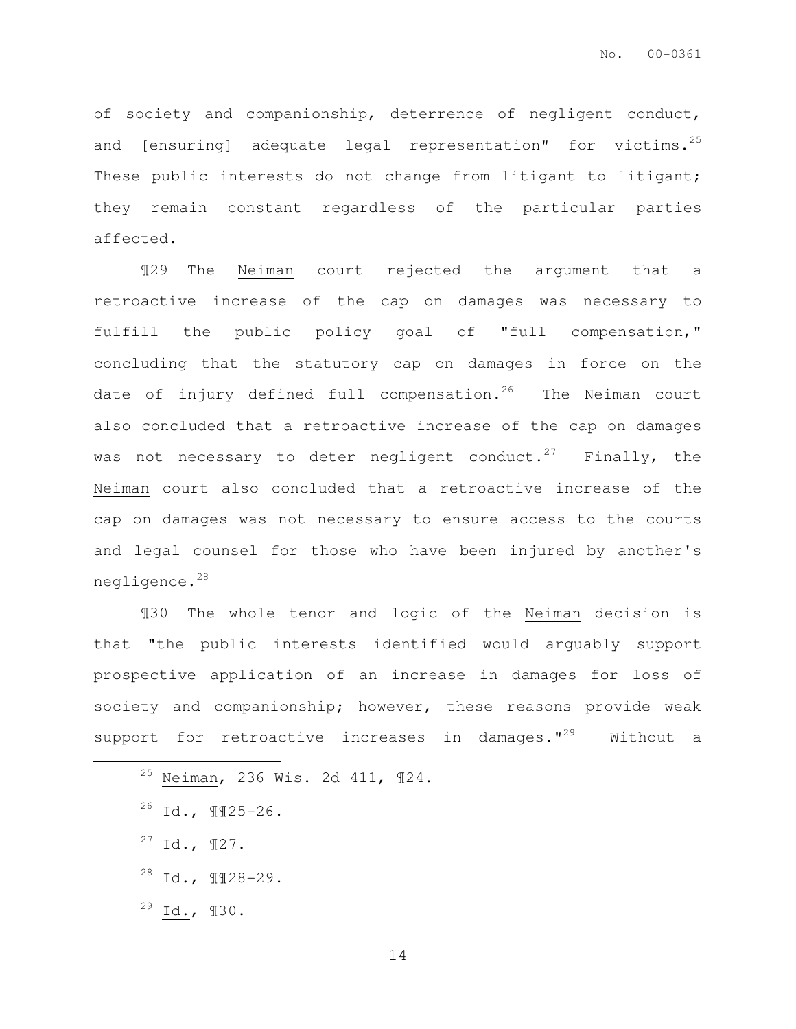of society and companionship, deterrence of negligent conduct, and [ensuring] adequate legal representation" for victims.[25] These public interests do not change from litigant to litigant; they remain constant regardless of the particular parties affected.

¶29 The Neiman court rejected the argument that a retroactive increase of the cap on damages was necessary to fulfill the public policy goal of "full compensation," concluding that the statutory cap on damages in force on the date of injury defined full compensation.[26] The Neiman court also concluded that a retroactive increase of the cap on damages was not necessary to deter negligent conduct.[27] Finally, the Neiman court also concluded that a retroactive increase of the cap on damages was not necessary to ensure access to the courts and legal counsel for those who have been injured by another's negligence.[28]

¶30 The whole tenor and logic of the Neiman decision is that "the public interests identified would arguably support prospective application of an increase in damages for loss of society and companionship; however, these reasons provide weak support for retroactive increases in damages."[29] Without a

---

[25] Neiman, 236 Wis. 2d 411, ¶24.

[26] Id., ¶¶25-26.

[27] Id., ¶27.

[28] Id., ¶¶28-29.

[29] Id., ¶30.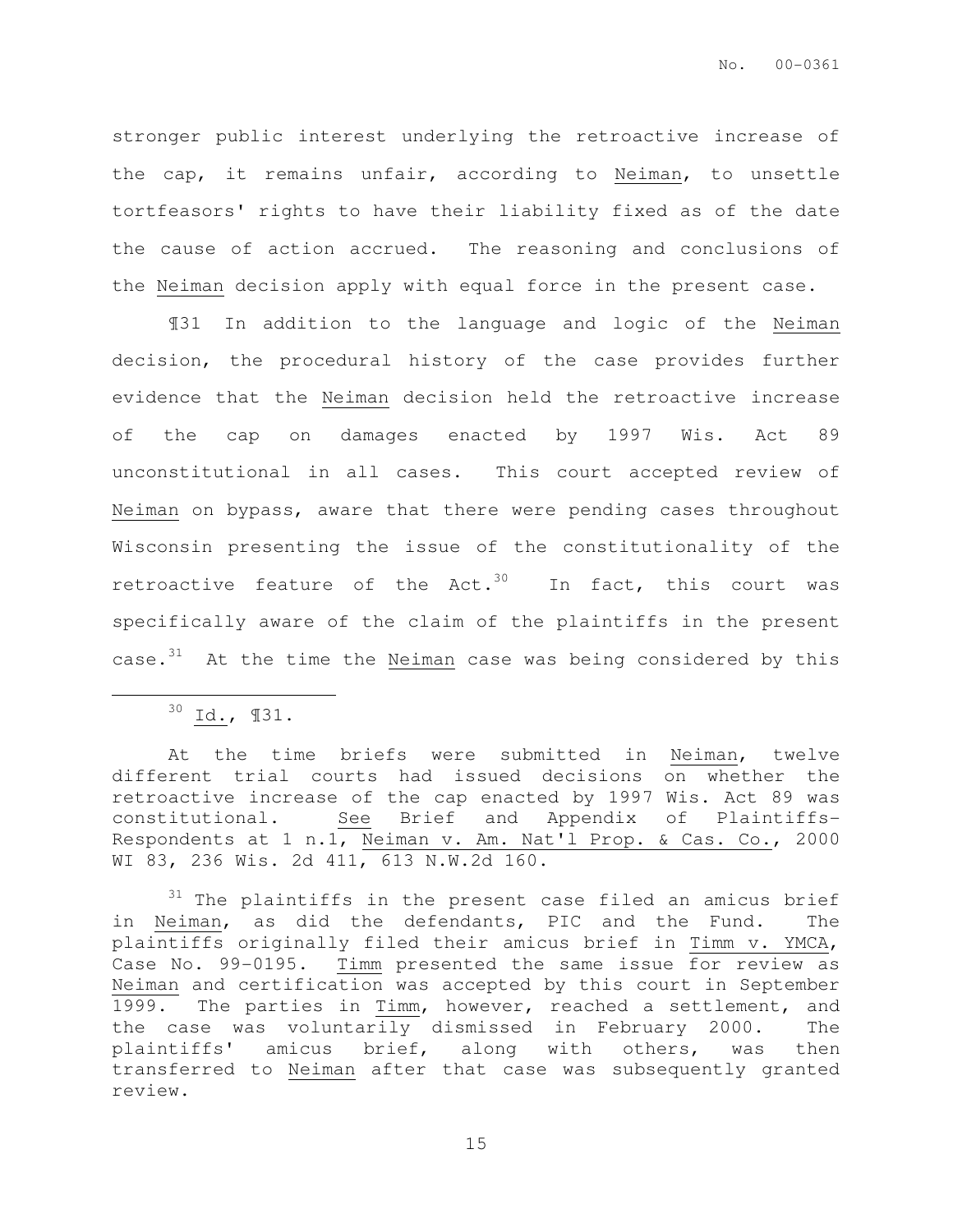stronger public interest underlying the retroactive increase of the cap, it remains unfair, according to Neiman, to unsettle tortfeasors' rights to have their liability fixed as of the date the cause of action accrued. The reasoning and conclusions of the Neiman decision apply with equal force in the present case.

¶31 In addition to the language and logic of the Neiman decision, the procedural history of the case provides further evidence that the Neiman decision held the retroactive increase of the cap on damages enacted by 1997 Wis. Act 89 unconstitutional in all cases. This court accepted review of Neiman on bypass, aware that there were pending cases throughout Wisconsin presenting the issue of the constitutionality of the retroactive feature of the Act.[30] In fact, this court was specifically aware of the claim of the plaintiffs in the present case.[31] At the time the Neiman case was being considered by this

---

[30] Id., ¶31.

At the time briefs were submitted in Neiman, twelve different trial courts had issued decisions on whether the retroactive increase of the cap enacted by 1997 Wis. Act 89 was constitutional. See Brief and Appendix of Plaintiffs-Respondents at 1 n.1, Neiman v. Am. Nat'l Prop. & Cas. Co., 2000 WI 83, 236 Wis. 2d 411, 613 N.W.2d 160.

[31] The plaintiffs in the present case filed an amicus brief in Neiman, as did the defendants, PIC and the Fund. The plaintiffs originally filed their amicus brief in Timm v. YMCA, Case No. 99-0195. Timm presented the same issue for review as Neiman and certification was accepted by this court in September 1999. The parties in Timm, however, reached a settlement, and the case was voluntarily dismissed in February 2000. The plaintiffs' amicus brief, along with others, was then transferred to Neiman after that case was subsequently granted review.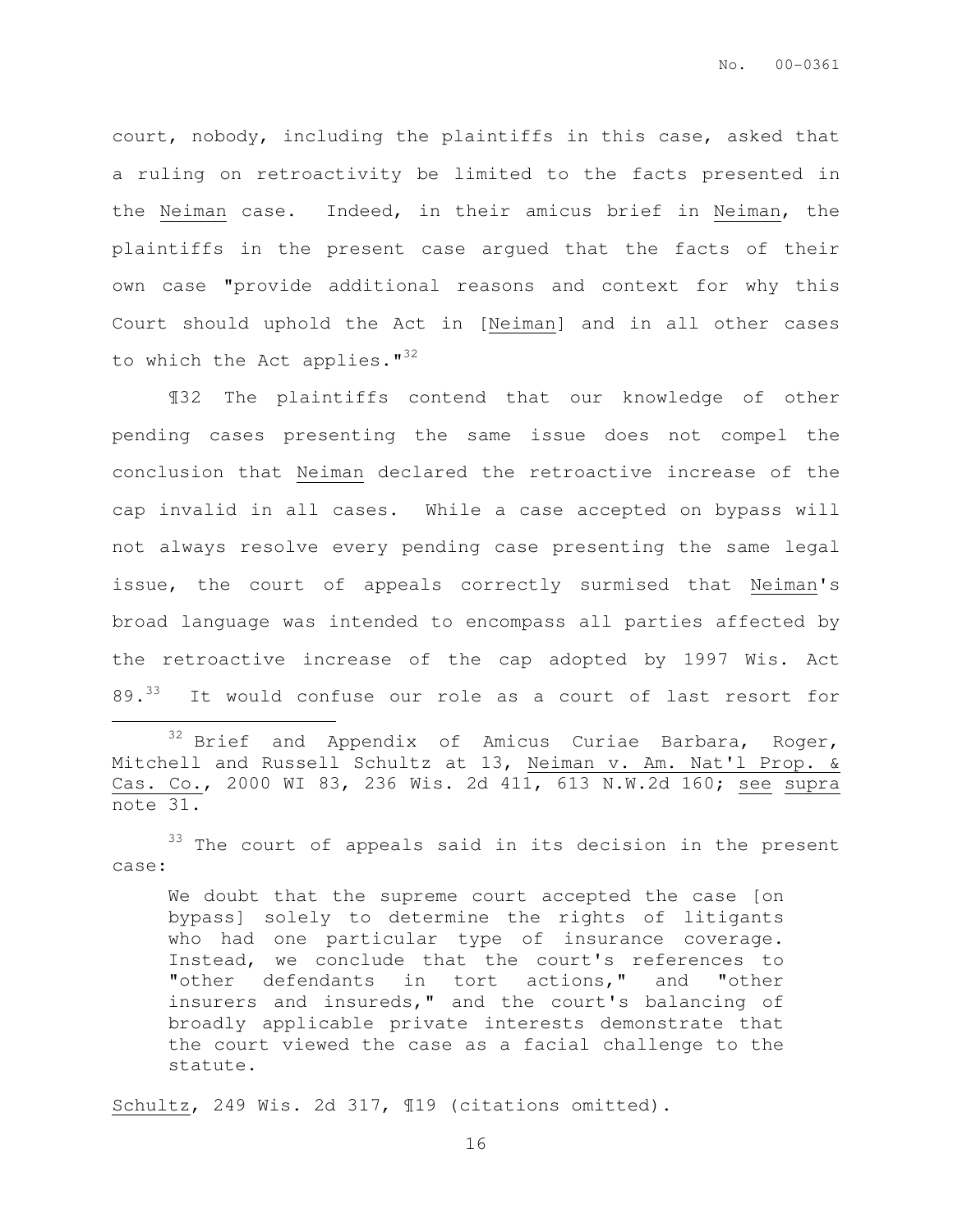court, nobody, including the plaintiffs in this case, asked that a ruling on retroactivity be limited to the facts presented in the Neiman case. Indeed, in their amicus brief in Neiman, the plaintiffs in the present case argued that the facts of their own case "provide additional reasons and context for why this Court should uphold the Act in [Neiman] and in all other cases to which the Act applies."[32]

¶32 The plaintiffs contend that our knowledge of other pending cases presenting the same issue does not compel the conclusion that Neiman declared the retroactive increase of the cap invalid in all cases. While a case accepted on bypass will not always resolve every pending case presenting the same legal issue, the court of appeals correctly surmised that Neiman's broad language was intended to encompass all parties affected by the retroactive increase of the cap adopted by 1997 Wis. Act 89.[33] It would confuse our role as a court of last resort for

---

[32] Brief and Appendix of Amicus Curiae Barbara, Roger, Mitchell and Russell Schultz at 13, Neiman v. Am. Nat'l Prop. & Cas. Co., 2000 WI 83, 236 Wis. 2d 411, 613 N.W.2d 160; see supra note 31.

[33] The court of appeals said in its decision in the present case:

> We doubt that the supreme court accepted the case [on bypass] solely to determine the rights of litigants who had one particular type of insurance coverage. Instead, we conclude that the court's references to "other defendants in tort actions," and "other insurers and insureds," and the court's balancing of broadly applicable private interests demonstrate that the court viewed the case as a facial challenge to the statute.

Schultz, 249 Wis. 2d 317, ¶19 (citations omitted).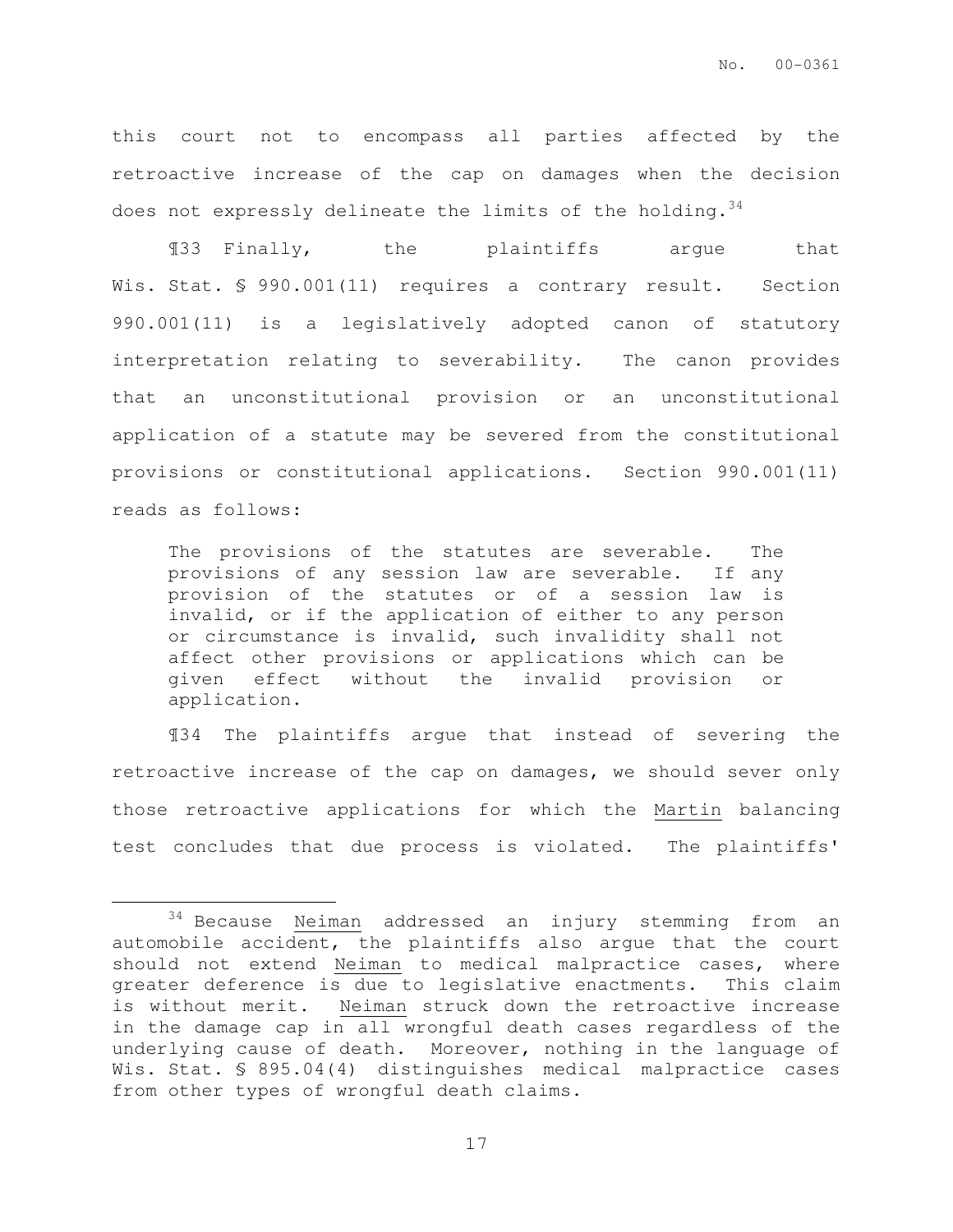this court not to encompass all parties affected by the retroactive increase of the cap on damages when the decision does not expressly delineate the limits of the holding.[34]

¶33 Finally, the plaintiffs argue that Wis. Stat. § 990.001(11) requires a contrary result. Section 990.001(11) is a legislatively adopted canon of statutory interpretation relating to severability. The canon provides that an unconstitutional provision or an unconstitutional application of a statute may be severed from the constitutional provisions or constitutional applications. Section 990.001(11) reads as follows:

> The provisions of the statutes are severable. The provisions of any session law are severable. If any provision of the statutes or of a session law is invalid, or if the application of either to any person or circumstance is invalid, such invalidity shall not affect other provisions or applications which can be given effect without the invalid provision or application.

¶34 The plaintiffs argue that instead of severing the retroactive increase of the cap on damages, we should sever only those retroactive applications for which the Martin balancing test concludes that due process is violated. The plaintiffs'

---

[34] Because Neiman addressed an injury stemming from an automobile accident, the plaintiffs also argue that the court should not extend Neiman to medical malpractice cases, where greater deference is due to legislative enactments. This claim is without merit. Neiman struck down the retroactive increase in the damage cap in all wrongful death cases regardless of the underlying cause of death. Moreover, nothing in the language of Wis. Stat. § 895.04(4) distinguishes medical malpractice cases from other types of wrongful death claims.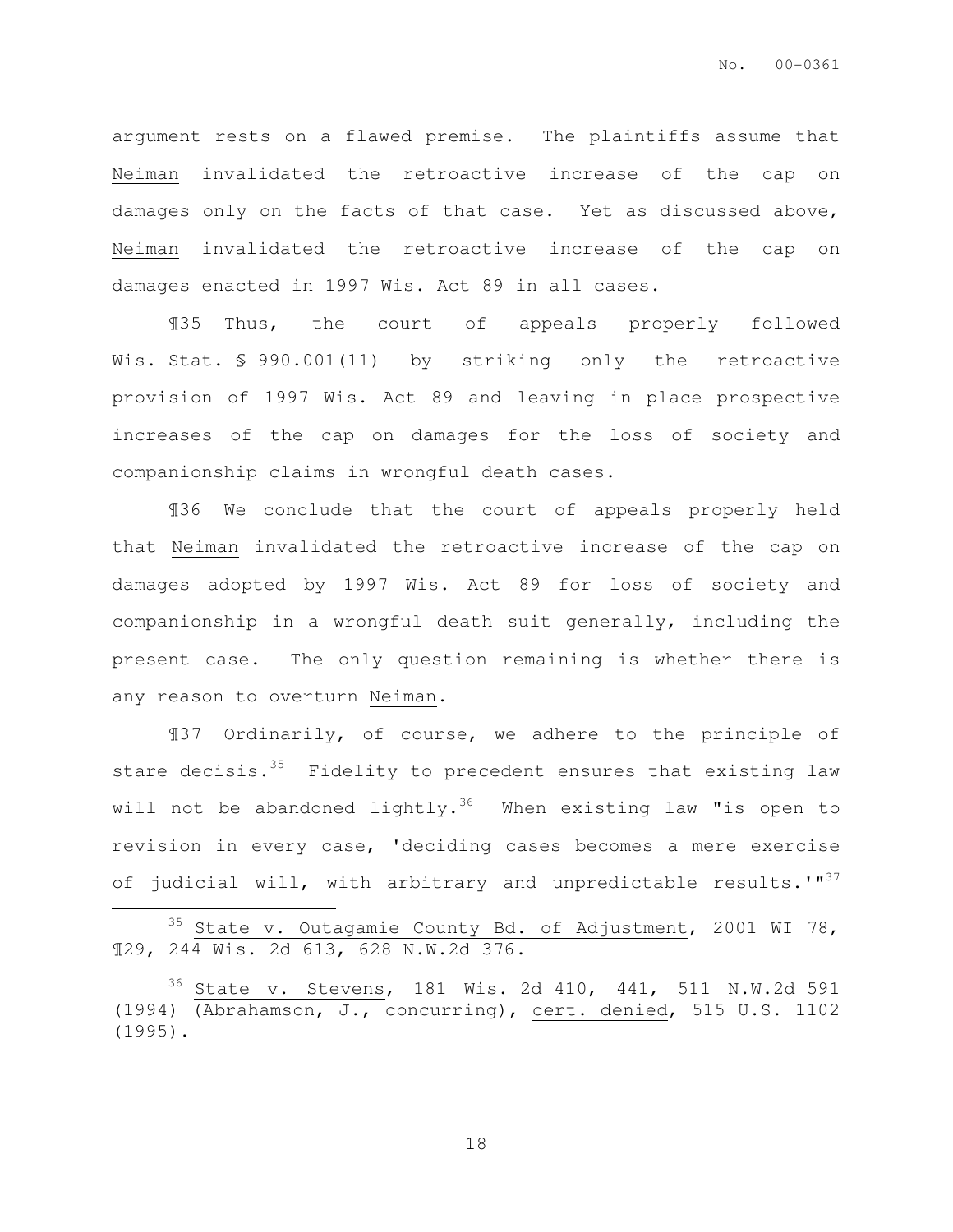argument rests on a flawed premise. The plaintiffs assume that Neiman invalidated the retroactive increase of the cap on damages only on the facts of that case. Yet as discussed above, Neiman invalidated the retroactive increase of the cap on damages enacted in 1997 Wis. Act 89 in all cases.

¶35 Thus, the court of appeals properly followed Wis. Stat. § 990.001(11) by striking only the retroactive provision of 1997 Wis. Act 89 and leaving in place prospective increases of the cap on damages for the loss of society and companionship claims in wrongful death cases.

¶36 We conclude that the court of appeals properly held that Neiman invalidated the retroactive increase of the cap on damages adopted by 1997 Wis. Act 89 for loss of society and companionship in a wrongful death suit generally, including the present case. The only question remaining is whether there is any reason to overturn Neiman.

¶37 Ordinarily, of course, we adhere to the principle of stare decisis.[35] Fidelity to precedent ensures that existing law will not be abandoned lightly.[36] When existing law "is open to revision in every case, 'deciding cases becomes a mere exercise of judicial will, with arbitrary and unpredictable results.'"[37]

---

[35] State v. Outagamie County Bd. of Adjustment, 2001 WI 78, ¶29, 244 Wis. 2d 613, 628 N.W.2d 376.

[36] State v. Stevens, 181 Wis. 2d 410, 441, 511 N.W.2d 591 (1994) (Abrahamson, J., concurring), cert. denied, 515 U.S. 1102 (1995).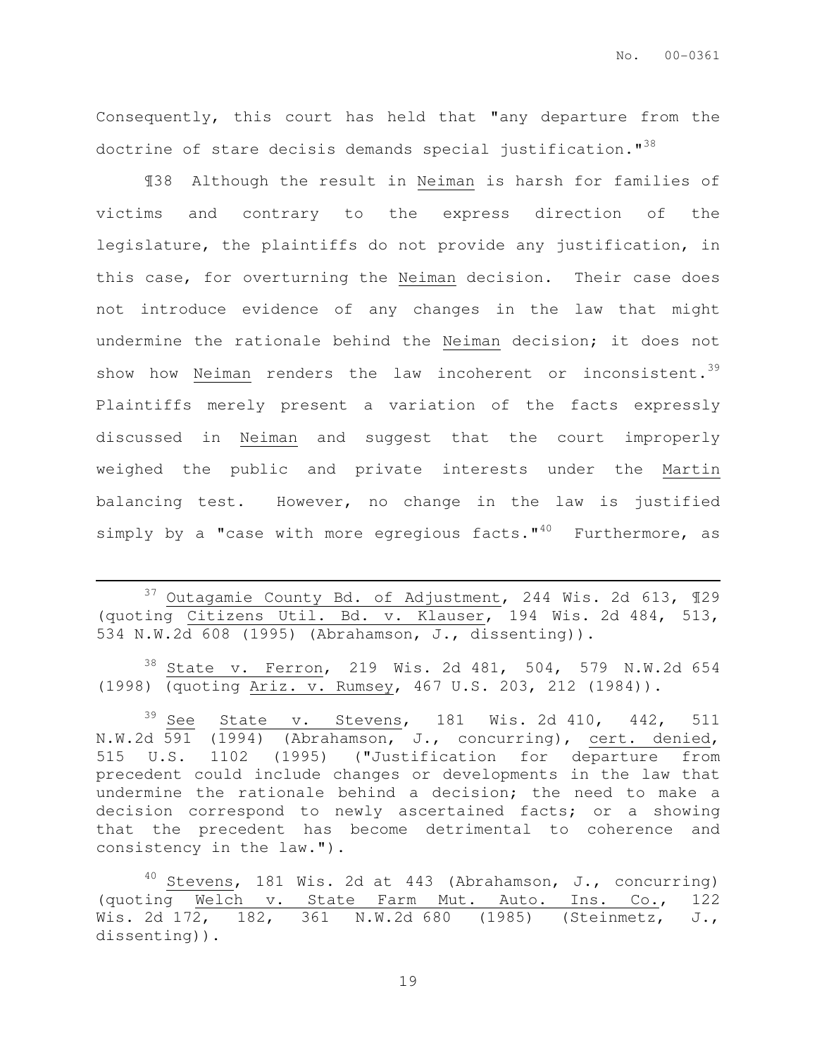Consequently, this court has held that "any departure from the doctrine of stare decisis demands special justification."[38]

¶38 Although the result in Neiman is harsh for families of victims and contrary to the express direction of the legislature, the plaintiffs do not provide any justification, in this case, for overturning the Neiman decision. Their case does not introduce evidence of any changes in the law that might undermine the rationale behind the Neiman decision; it does not show how Neiman renders the law incoherent or inconsistent.[39] Plaintiffs merely present a variation of the facts expressly discussed in Neiman and suggest that the court improperly weighed the public and private interests under the Martin balancing test. However, no change in the law is justified simply by a "case with more egregious facts."[40] Furthermore, as

---

[37] Outagamie County Bd. of Adjustment, 244 Wis. 2d 613, ¶29 (quoting Citizens Util. Bd. v. Klauser, 194 Wis. 2d 484, 513, 534 N.W.2d 608 (1995) (Abrahamson, J., dissenting)).

[38] State v. Ferron, 219 Wis. 2d 481, 504, 579 N.W.2d 654 (1998) (quoting Ariz. v. Rumsey, 467 U.S. 203, 212 (1984)).

[39] See State v. Stevens, 181 Wis. 2d 410, 442, 511 N.W.2d 591 (1994) (Abrahamson, J., concurring), cert. denied, 515 U.S. 1102 (1995) ("Justification for departure from precedent could include changes or developments in the law that undermine the rationale behind a decision; the need to make a decision correspond to newly ascertained facts; or a showing that the precedent has become detrimental to coherence and consistency in the law.").

[40] Stevens, 181 Wis. 2d at 443 (Abrahamson, J., concurring) (quoting Welch v. State Farm Mut. Auto. Ins. Co., 122 Wis. 2d 172, 182, 361 N.W.2d 680 (1985) (Steinmetz, J., dissenting)).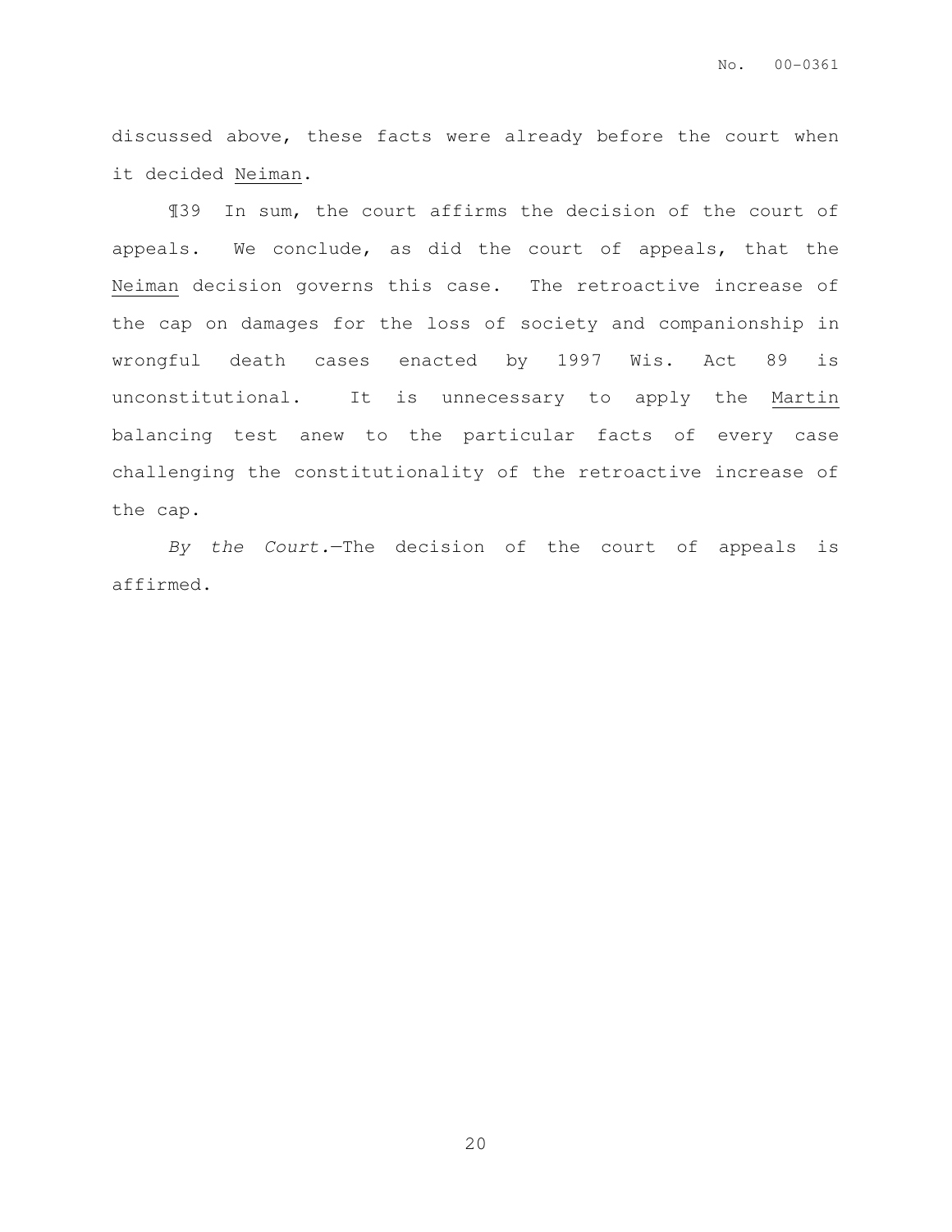discussed above, these facts were already before the court when it decided Neiman.

¶39 In sum, the court affirms the decision of the court of appeals. We conclude, as did the court of appeals, that the Neiman decision governs this case. The retroactive increase of the cap on damages for the loss of society and companionship in wrongful death cases enacted by 1997 Wis. Act 89 is unconstitutional. It is unnecessary to apply the Martin balancing test anew to the particular facts of every case challenging the constitutionality of the retroactive increase of the cap.

*By the Court.*—The decision of the court of appeals is affirmed.